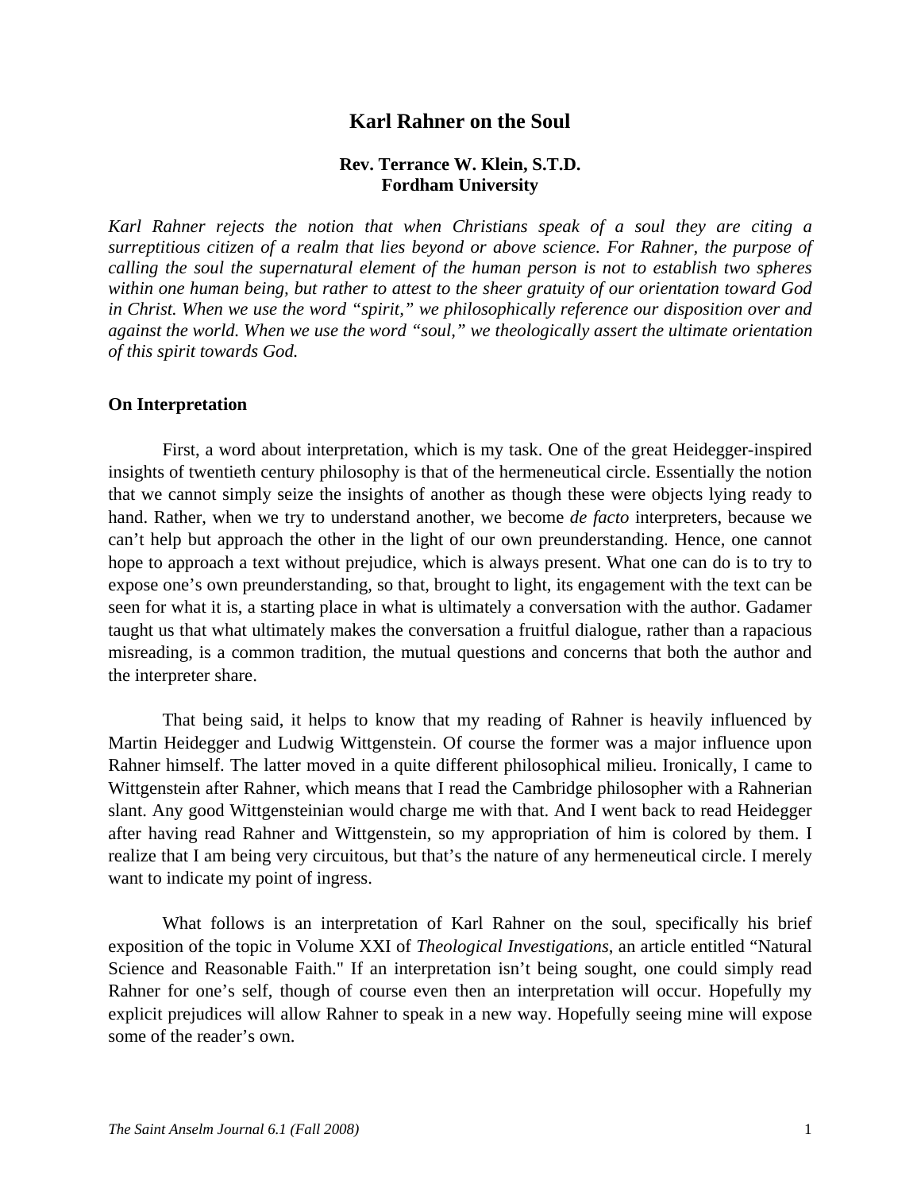# Karl Rahner on the Soul

**Rev. Terrance W. Klein, S.T.D.**
**Fordham University**

*Karl Rahner rejects the notion that when Christians speak of a soul they are citing a surreptitious citizen of a realm that lies beyond or above science. For Rahner, the purpose of calling the soul the supernatural element of the human person is not to establish two spheres within one human being, but rather to attest to the sheer gratuity of our orientation toward God in Christ. When we use the word "spirit," we philosophically reference our disposition over and against the world. When we use the word "soul," we theologically assert the ultimate orientation of this spirit towards God.*

## On Interpretation

First, a word about interpretation, which is my task. One of the great Heidegger-inspired insights of twentieth century philosophy is that of the hermeneutical circle. Essentially the notion that we cannot simply seize the insights of another as though these were objects lying ready to hand. Rather, when we try to understand another, we become *de facto* interpreters, because we can't help but approach the other in the light of our own preunderstanding. Hence, one cannot hope to approach a text without prejudice, which is always present. What one can do is to try to expose one's own preunderstanding, so that, brought to light, its engagement with the text can be seen for what it is, a starting place in what is ultimately a conversation with the author. Gadamer taught us that what ultimately makes the conversation a fruitful dialogue, rather than a rapacious misreading, is a common tradition, the mutual questions and concerns that both the author and the interpreter share.

That being said, it helps to know that my reading of Rahner is heavily influenced by Martin Heidegger and Ludwig Wittgenstein. Of course the former was a major influence upon Rahner himself. The latter moved in a quite different philosophical milieu. Ironically, I came to Wittgenstein after Rahner, which means that I read the Cambridge philosopher with a Rahnerian slant. Any good Wittgensteinian would charge me with that. And I went back to read Heidegger after having read Rahner and Wittgenstein, so my appropriation of him is colored by them. I realize that I am being very circuitous, but that's the nature of any hermeneutical circle. I merely want to indicate my point of ingress.

What follows is an interpretation of Karl Rahner on the soul, specifically his brief exposition of the topic in Volume XXI of *Theological Investigations*, an article entitled "Natural Science and Reasonable Faith." If an interpretation isn't being sought, one could simply read Rahner for one's self, though of course even then an interpretation will occur. Hopefully my explicit prejudices will allow Rahner to speak in a new way. Hopefully seeing mine will expose some of the reader's own.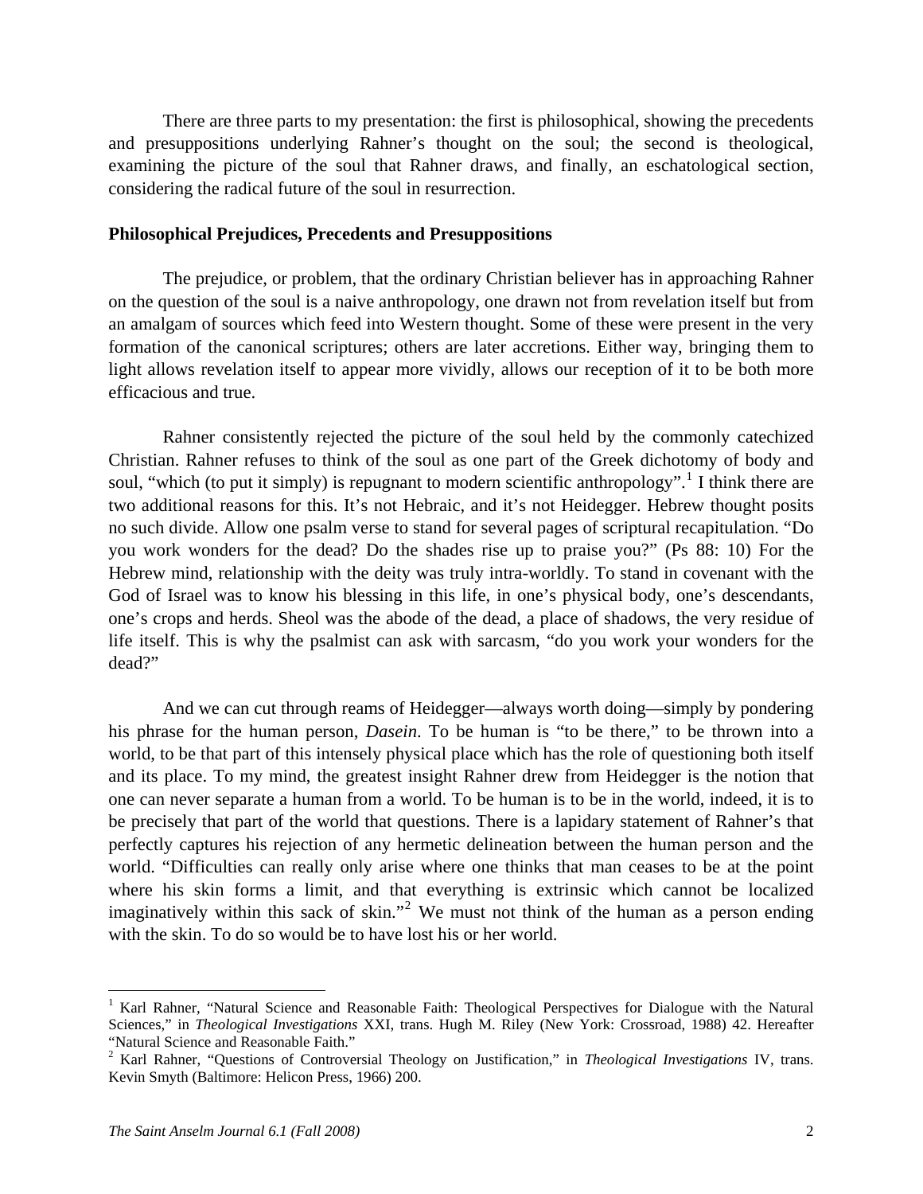There are three parts to my presentation: the first is philosophical, showing the precedents and presuppositions underlying Rahner's thought on the soul; the second is theological, examining the picture of the soul that Rahner draws, and finally, an eschatological section, considering the radical future of the soul in resurrection.

**Philosophical Prejudices, Precedents and Presuppositions**

The prejudice, or problem, that the ordinary Christian believer has in approaching Rahner on the question of the soul is a naive anthropology, one drawn not from revelation itself but from an amalgam of sources which feed into Western thought. Some of these were present in the very formation of the canonical scriptures; others are later accretions. Either way, bringing them to light allows revelation itself to appear more vividly, allows our reception of it to be both more efficacious and true.

Rahner consistently rejected the picture of the soul held by the commonly catechized Christian. Rahner refuses to think of the soul as one part of the Greek dichotomy of body and soul, "which (to put it simply) is repugnant to modern scientific anthropology".[1] I think there are two additional reasons for this. It's not Hebraic, and it's not Heidegger. Hebrew thought posits no such divide. Allow one psalm verse to stand for several pages of scriptural recapitulation. "Do you work wonders for the dead? Do the shades rise up to praise you?" (Ps 88: 10) For the Hebrew mind, relationship with the deity was truly intra-worldly. To stand in covenant with the God of Israel was to know his blessing in this life, in one's physical body, one's descendants, one's crops and herds. Sheol was the abode of the dead, a place of shadows, the very residue of life itself. This is why the psalmist can ask with sarcasm, "do you work your wonders for the dead?"

And we can cut through reams of Heidegger—always worth doing—simply by pondering his phrase for the human person, *Dasein*. To be human is "to be there," to be thrown into a world, to be that part of this intensely physical place which has the role of questioning both itself and its place. To my mind, the greatest insight Rahner drew from Heidegger is the notion that one can never separate a human from a world. To be human is to be in the world, indeed, it is to be precisely that part of the world that questions. There is a lapidary statement of Rahner's that perfectly captures his rejection of any hermetic delineation between the human person and the world. "Difficulties can really only arise where one thinks that man ceases to be at the point where his skin forms a limit, and that everything is extrinsic which cannot be localized imaginatively within this sack of skin."[2] We must not think of the human as a person ending with the skin. To do so would be to have lost his or her world.

---

[1] Karl Rahner, "Natural Science and Reasonable Faith: Theological Perspectives for Dialogue with the Natural Sciences," in *Theological Investigations* XXI, trans. Hugh M. Riley (New York: Crossroad, 1988) 42. Hereafter "Natural Science and Reasonable Faith."

[2] Karl Rahner, "Questions of Controversial Theology on Justification," in *Theological Investigations* IV, trans. Kevin Smyth (Baltimore: Helicon Press, 1966) 200.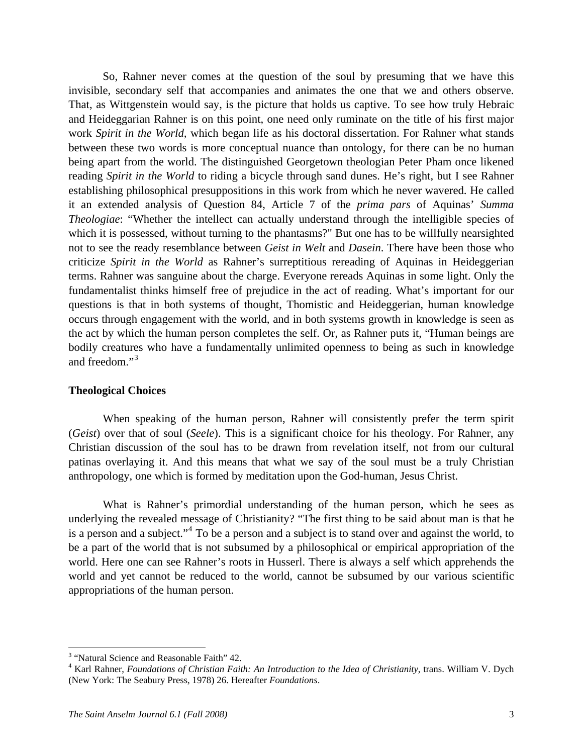So, Rahner never comes at the question of the soul by presuming that we have this invisible, secondary self that accompanies and animates the one that we and others observe. That, as Wittgenstein would say, is the picture that holds us captive. To see how truly Hebraic and Heideggarian Rahner is on this point, one need only ruminate on the title of his first major work *Spirit in the World,* which began life as his doctoral dissertation. For Rahner what stands between these two words is more conceptual nuance than ontology, for there can be no human being apart from the world. The distinguished Georgetown theologian Peter Pham once likened reading *Spirit in the World* to riding a bicycle through sand dunes. He's right, but I see Rahner establishing philosophical presuppositions in this work from which he never wavered. He called it an extended analysis of Question 84, Article 7 of the *prima pars* of Aquinas' *Summa Theologiae*: "Whether the intellect can actually understand through the intelligible species of which it is possessed, without turning to the phantasms?" But one has to be willfully nearsighted not to see the ready resemblance between *Geist in Welt* and *Dasein*. There have been those who criticize *Spirit in the World* as Rahner's surreptitious rereading of Aquinas in Heideggerian terms. Rahner was sanguine about the charge. Everyone rereads Aquinas in some light. Only the fundamentalist thinks himself free of prejudice in the act of reading. What's important for our questions is that in both systems of thought, Thomistic and Heideggerian, human knowledge occurs through engagement with the world, and in both systems growth in knowledge is seen as the act by which the human person completes the self. Or, as Rahner puts it, "Human beings are bodily creatures who have a fundamentally unlimited openness to being as such in knowledge and freedom."[3]

**Theological Choices**

When speaking of the human person, Rahner will consistently prefer the term spirit (*Geist*) over that of soul (*Seele*). This is a significant choice for his theology. For Rahner, any Christian discussion of the soul has to be drawn from revelation itself, not from our cultural patinas overlaying it. And this means that what we say of the soul must be a truly Christian anthropology, one which is formed by meditation upon the God-human, Jesus Christ.

What is Rahner's primordial understanding of the human person, which he sees as underlying the revealed message of Christianity? "The first thing to be said about man is that he is a person and a subject."[4] To be a person and a subject is to stand over and against the world, to be a part of the world that is not subsumed by a philosophical or empirical appropriation of the world. Here one can see Rahner's roots in Husserl. There is always a self which apprehends the world and yet cannot be reduced to the world, cannot be subsumed by our various scientific appropriations of the human person.

---

[3] "Natural Science and Reasonable Faith" 42.

[4] Karl Rahner, *Foundations of Christian Faith: An Introduction to the Idea of Christianity*, trans. William V. Dych (New York: The Seabury Press, 1978) 26. Hereafter *Foundations*.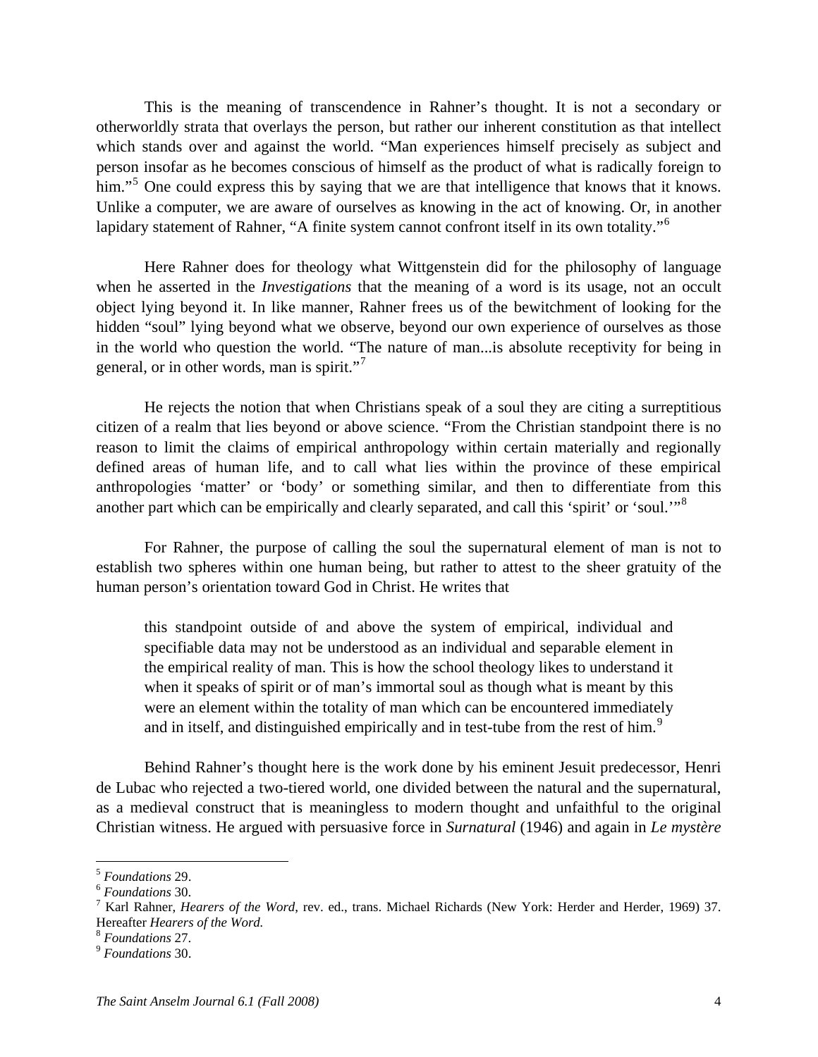This is the meaning of transcendence in Rahner's thought. It is not a secondary or otherworldly strata that overlays the person, but rather our inherent constitution as that intellect which stands over and against the world. "Man experiences himself precisely as subject and person insofar as he becomes conscious of himself as the product of what is radically foreign to him."[5] One could express this by saying that we are that intelligence that knows that it knows. Unlike a computer, we are aware of ourselves as knowing in the act of knowing. Or, in another lapidary statement of Rahner, "A finite system cannot confront itself in its own totality."[6]

Here Rahner does for theology what Wittgenstein did for the philosophy of language when he asserted in the *Investigations* that the meaning of a word is its usage, not an occult object lying beyond it. In like manner, Rahner frees us of the bewitchment of looking for the hidden "soul" lying beyond what we observe, beyond our own experience of ourselves as those in the world who question the world. "The nature of man...is absolute receptivity for being in general, or in other words, man is spirit."[7]

He rejects the notion that when Christians speak of a soul they are citing a surreptitious citizen of a realm that lies beyond or above science. "From the Christian standpoint there is no reason to limit the claims of empirical anthropology within certain materially and regionally defined areas of human life, and to call what lies within the province of these empirical anthropologies 'matter' or 'body' or something similar, and then to differentiate from this another part which can be empirically and clearly separated, and call this 'spirit' or 'soul.'"[8]

For Rahner, the purpose of calling the soul the supernatural element of man is not to establish two spheres within one human being, but rather to attest to the sheer gratuity of the human person's orientation toward God in Christ. He writes that

> this standpoint outside of and above the system of empirical, individual and specifiable data may not be understood as an individual and separable element in the empirical reality of man. This is how the school theology likes to understand it when it speaks of spirit or of man's immortal soul as though what is meant by this were an element within the totality of man which can be encountered immediately and in itself, and distinguished empirically and in test-tube from the rest of him.[9]

Behind Rahner's thought here is the work done by his eminent Jesuit predecessor, Henri de Lubac who rejected a two-tiered world, one divided between the natural and the supernatural, as a medieval construct that is meaningless to modern thought and unfaithful to the original Christian witness. He argued with persuasive force in *Surnatural* (1946) and again in *Le mystère*

---

[5] *Foundations* 29.

[6] *Foundations* 30.

[7] Karl Rahner, *Hearers of the Word*, rev. ed., trans. Michael Richards (New York: Herder and Herder, 1969) 37. Hereafter *Hearers of the Word.*

[8] *Foundations* 27.

[9] *Foundations* 30.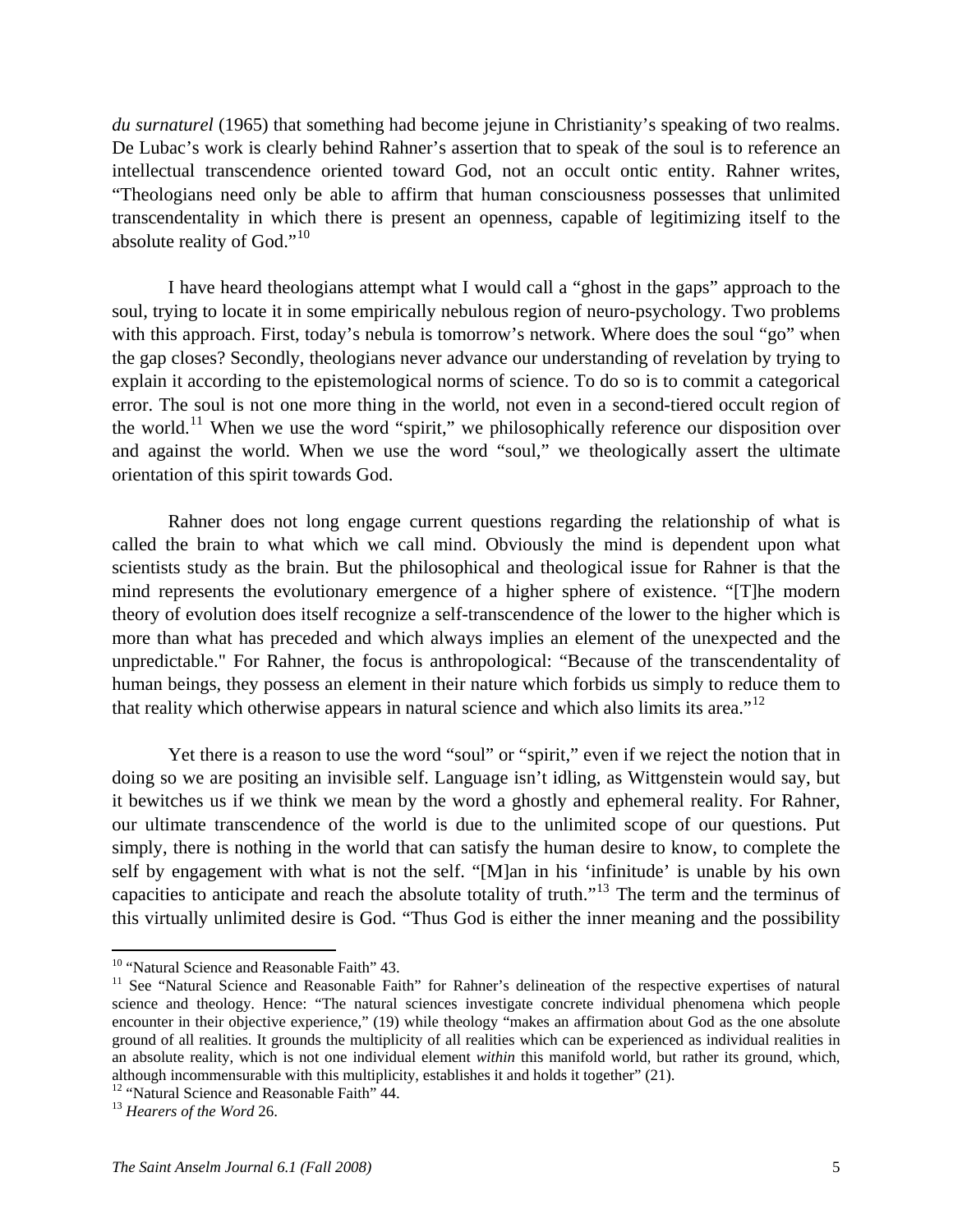*du surnaturel* (1965) that something had become jejune in Christianity's speaking of two realms. De Lubac's work is clearly behind Rahner's assertion that to speak of the soul is to reference an intellectual transcendence oriented toward God, not an occult ontic entity. Rahner writes, "Theologians need only be able to affirm that human consciousness possesses that unlimited transcendentality in which there is present an openness, capable of legitimizing itself to the absolute reality of God."[10]

I have heard theologians attempt what I would call a "ghost in the gaps" approach to the soul, trying to locate it in some empirically nebulous region of neuro-psychology. Two problems with this approach. First, today's nebula is tomorrow's network. Where does the soul "go" when the gap closes? Secondly, theologians never advance our understanding of revelation by trying to explain it according to the epistemological norms of science. To do so is to commit a categorical error. The soul is not one more thing in the world, not even in a second-tiered occult region of the world.[11] When we use the word "spirit," we philosophically reference our disposition over and against the world. When we use the word "soul," we theologically assert the ultimate orientation of this spirit towards God.

Rahner does not long engage current questions regarding the relationship of what is called the brain to what which we call mind. Obviously the mind is dependent upon what scientists study as the brain. But the philosophical and theological issue for Rahner is that the mind represents the evolutionary emergence of a higher sphere of existence. "[T]he modern theory of evolution does itself recognize a self-transcendence of the lower to the higher which is more than what has preceded and which always implies an element of the unexpected and the unpredictable." For Rahner, the focus is anthropological: "Because of the transcendentality of human beings, they possess an element in their nature which forbids us simply to reduce them to that reality which otherwise appears in natural science and which also limits its area."[12]

Yet there is a reason to use the word "soul" or "spirit," even if we reject the notion that in doing so we are positing an invisible self. Language isn't idling, as Wittgenstein would say, but it bewitches us if we think we mean by the word a ghostly and ephemeral reality. For Rahner, our ultimate transcendence of the world is due to the unlimited scope of our questions. Put simply, there is nothing in the world that can satisfy the human desire to know, to complete the self by engagement with what is not the self. "[M]an in his 'infinitude' is unable by his own capacities to anticipate and reach the absolute totality of truth."[13] The term and the terminus of this virtually unlimited desire is God. "Thus God is either the inner meaning and the possibility

---

[10] "Natural Science and Reasonable Faith" 43.

[11] See "Natural Science and Reasonable Faith" for Rahner's delineation of the respective expertises of natural science and theology. Hence: "The natural sciences investigate concrete individual phenomena which people encounter in their objective experience," (19) while theology "makes an affirmation about God as the one absolute ground of all realities. It grounds the multiplicity of all realities which can be experienced as individual realities in an absolute reality, which is not one individual element *within* this manifold world, but rather its ground, which, although incommensurable with this multiplicity, establishes it and holds it together" (21).

[12] "Natural Science and Reasonable Faith" 44.

[13] *Hearers of the Word* 26.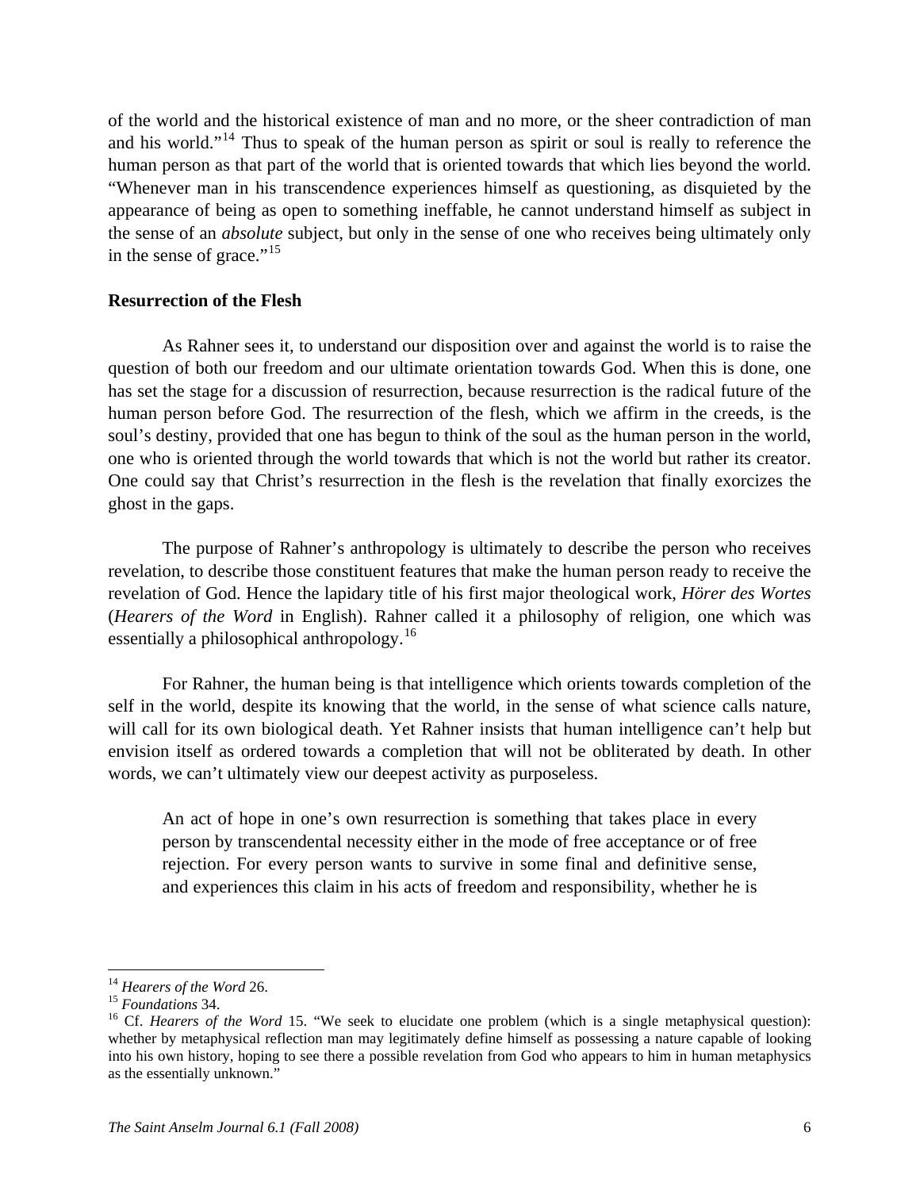of the world and the historical existence of man and no more, or the sheer contradiction of man and his world."[14] Thus to speak of the human person as spirit or soul is really to reference the human person as that part of the world that is oriented towards that which lies beyond the world. "Whenever man in his transcendence experiences himself as questioning, as disquieted by the appearance of being as open to something ineffable, he cannot understand himself as subject in the sense of an *absolute* subject, but only in the sense of one who receives being ultimately only in the sense of grace."[15]

### Resurrection of the Flesh

As Rahner sees it, to understand our disposition over and against the world is to raise the question of both our freedom and our ultimate orientation towards God. When this is done, one has set the stage for a discussion of resurrection, because resurrection is the radical future of the human person before God. The resurrection of the flesh, which we affirm in the creeds, is the soul's destiny, provided that one has begun to think of the soul as the human person in the world, one who is oriented through the world towards that which is not the world but rather its creator. One could say that Christ's resurrection in the flesh is the revelation that finally exorcizes the ghost in the gaps.

The purpose of Rahner's anthropology is ultimately to describe the person who receives revelation, to describe those constituent features that make the human person ready to receive the revelation of God. Hence the lapidary title of his first major theological work, *Hörer des Wortes* (*Hearers of the Word* in English). Rahner called it a philosophy of religion, one which was essentially a philosophical anthropology.[16]

For Rahner, the human being is that intelligence which orients towards completion of the self in the world, despite its knowing that the world, in the sense of what science calls nature, will call for its own biological death. Yet Rahner insists that human intelligence can't help but envision itself as ordered towards a completion that will not be obliterated by death. In other words, we can't ultimately view our deepest activity as purposeless.

> An act of hope in one's own resurrection is something that takes place in every person by transcendental necessity either in the mode of free acceptance or of free rejection. For every person wants to survive in some final and definitive sense, and experiences this claim in his acts of freedom and responsibility, whether he is

---

[14] *Hearers of the Word* 26.

[15] *Foundations* 34.

[16] Cf. *Hearers of the Word* 15. "We seek to elucidate one problem (which is a single metaphysical question): whether by metaphysical reflection man may legitimately define himself as possessing a nature capable of looking into his own history, hoping to see there a possible revelation from God who appears to him in human metaphysics as the essentially unknown."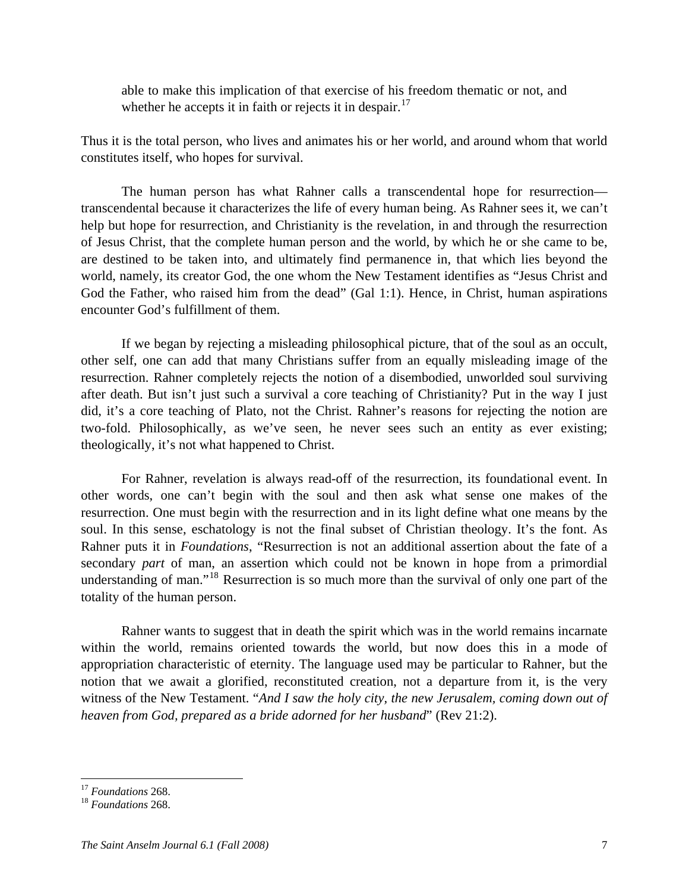> able to make this implication of that exercise of his freedom thematic or not, and whether he accepts it in faith or rejects it in despair.[17]

Thus it is the total person, who lives and animates his or her world, and around whom that world constitutes itself, who hopes for survival.

The human person has what Rahner calls a transcendental hope for resurrection—transcendental because it characterizes the life of every human being. As Rahner sees it, we can't help but hope for resurrection, and Christianity is the revelation, in and through the resurrection of Jesus Christ, that the complete human person and the world, by which he or she came to be, are destined to be taken into, and ultimately find permanence in, that which lies beyond the world, namely, its creator God, the one whom the New Testament identifies as "Jesus Christ and God the Father, who raised him from the dead" (Gal 1:1). Hence, in Christ, human aspirations encounter God's fulfillment of them.

If we began by rejecting a misleading philosophical picture, that of the soul as an occult, other self, one can add that many Christians suffer from an equally misleading image of the resurrection. Rahner completely rejects the notion of a disembodied, unworlded soul surviving after death. But isn't just such a survival a core teaching of Christianity? Put in the way I just did, it's a core teaching of Plato, not the Christ. Rahner's reasons for rejecting the notion are two-fold. Philosophically, as we've seen, he never sees such an entity as ever existing; theologically, it's not what happened to Christ.

For Rahner, revelation is always read-off of the resurrection, its foundational event. In other words, one can't begin with the soul and then ask what sense one makes of the resurrection. One must begin with the resurrection and in its light define what one means by the soul. In this sense, eschatology is not the final subset of Christian theology. It's the font. As Rahner puts it in *Foundations*, "Resurrection is not an additional assertion about the fate of a secondary *part* of man, an assertion which could not be known in hope from a primordial understanding of man."[18] Resurrection is so much more than the survival of only one part of the totality of the human person.

Rahner wants to suggest that in death the spirit which was in the world remains incarnate within the world, remains oriented towards the world, but now does this in a mode of appropriation characteristic of eternity. The language used may be particular to Rahner, but the notion that we await a glorified, reconstituted creation, not a departure from it, is the very witness of the New Testament. "*And I saw the holy city, the new Jerusalem, coming down out of heaven from God, prepared as a bride adorned for her husband*" (Rev 21:2).

---

[17] *Foundations* 268.

[18] *Foundations* 268.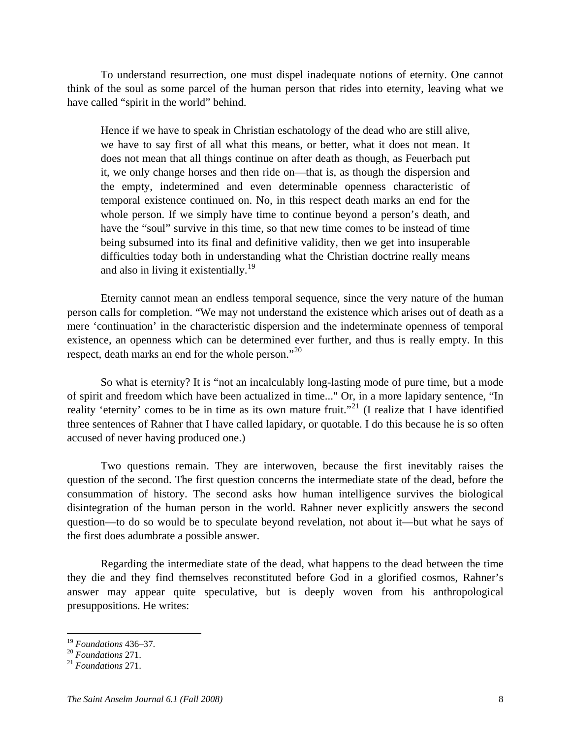To understand resurrection, one must dispel inadequate notions of eternity. One cannot think of the soul as some parcel of the human person that rides into eternity, leaving what we have called "spirit in the world" behind.

> Hence if we have to speak in Christian eschatology of the dead who are still alive, we have to say first of all what this means, or better, what it does not mean. It does not mean that all things continue on after death as though, as Feuerbach put it, we only change horses and then ride on—that is, as though the dispersion and the empty, indetermined and even determinable openness characteristic of temporal existence continued on. No, in this respect death marks an end for the whole person. If we simply have time to continue beyond a person's death, and have the "soul" survive in this time, so that new time comes to be instead of time being subsumed into its final and definitive validity, then we get into insuperable difficulties today both in understanding what the Christian doctrine really means and also in living it existentially.[19]

Eternity cannot mean an endless temporal sequence, since the very nature of the human person calls for completion. "We may not understand the existence which arises out of death as a mere 'continuation' in the characteristic dispersion and the indeterminate openness of temporal existence, an openness which can be determined ever further, and thus is really empty. In this respect, death marks an end for the whole person."[20]

So what is eternity? It is "not an incalculably long-lasting mode of pure time, but a mode of spirit and freedom which have been actualized in time..." Or, in a more lapidary sentence, "In reality 'eternity' comes to be in time as its own mature fruit."[21] (I realize that I have identified three sentences of Rahner that I have called lapidary, or quotable. I do this because he is so often accused of never having produced one.)

Two questions remain. They are interwoven, because the first inevitably raises the question of the second. The first question concerns the intermediate state of the dead, before the consummation of history. The second asks how human intelligence survives the biological disintegration of the human person in the world. Rahner never explicitly answers the second question—to do so would be to speculate beyond revelation, not about it—but what he says of the first does adumbrate a possible answer.

Regarding the intermediate state of the dead, what happens to the dead between the time they die and they find themselves reconstituted before God in a glorified cosmos, Rahner's answer may appear quite speculative, but is deeply woven from his anthropological presuppositions. He writes:

---

[19] *Foundations* 436–37.

[20] *Foundations* 271.

[21] *Foundations* 271.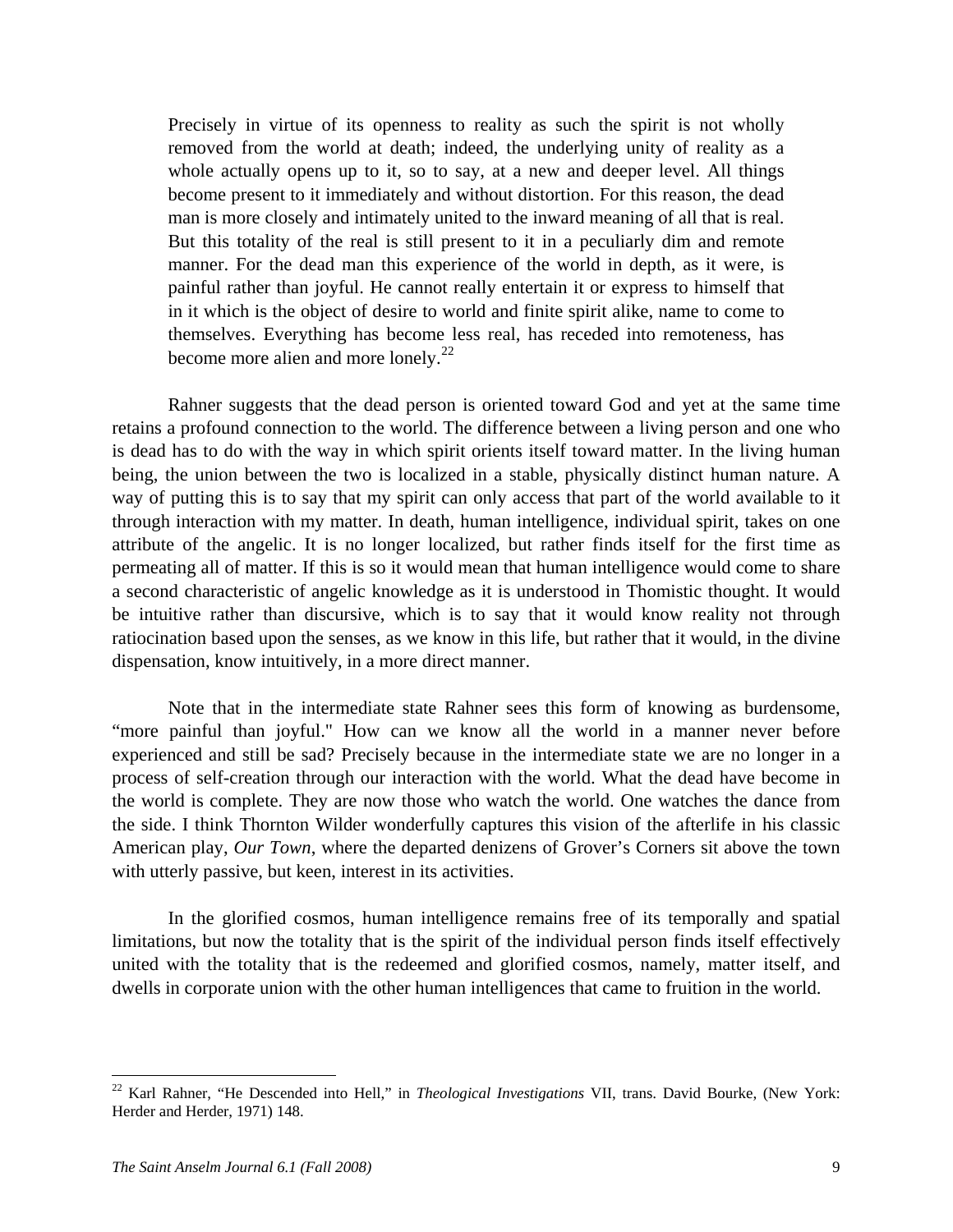> Precisely in virtue of its openness to reality as such the spirit is not wholly removed from the world at death; indeed, the underlying unity of reality as a whole actually opens up to it, so to say, at a new and deeper level. All things become present to it immediately and without distortion. For this reason, the dead man is more closely and intimately united to the inward meaning of all that is real. But this totality of the real is still present to it in a peculiarly dim and remote manner. For the dead man this experience of the world in depth, as it were, is painful rather than joyful. He cannot really entertain it or express to himself that in it which is the object of desire to world and finite spirit alike, name to come to themselves. Everything has become less real, has receded into remoteness, has become more alien and more lonely.[22]

Rahner suggests that the dead person is oriented toward God and yet at the same time retains a profound connection to the world. The difference between a living person and one who is dead has to do with the way in which spirit orients itself toward matter. In the living human being, the union between the two is localized in a stable, physically distinct human nature. A way of putting this is to say that my spirit can only access that part of the world available to it through interaction with my matter. In death, human intelligence, individual spirit, takes on one attribute of the angelic. It is no longer localized, but rather finds itself for the first time as permeating all of matter. If this is so it would mean that human intelligence would come to share a second characteristic of angelic knowledge as it is understood in Thomistic thought. It would be intuitive rather than discursive, which is to say that it would know reality not through ratiocination based upon the senses, as we know in this life, but rather that it would, in the divine dispensation, know intuitively, in a more direct manner.

Note that in the intermediate state Rahner sees this form of knowing as burdensome, "more painful than joyful." How can we know all the world in a manner never before experienced and still be sad? Precisely because in the intermediate state we are no longer in a process of self-creation through our interaction with the world. What the dead have become in the world is complete. They are now those who watch the world. One watches the dance from the side. I think Thornton Wilder wonderfully captures this vision of the afterlife in his classic American play, *Our Town*, where the departed denizens of Grover's Corners sit above the town with utterly passive, but keen, interest in its activities.

In the glorified cosmos, human intelligence remains free of its temporally and spatial limitations, but now the totality that is the spirit of the individual person finds itself effectively united with the totality that is the redeemed and glorified cosmos, namely, matter itself, and dwells in corporate union with the other human intelligences that came to fruition in the world.

---

[22] Karl Rahner, "He Descended into Hell," in *Theological Investigations* VII, trans. David Bourke, (New York: Herder and Herder, 1971) 148.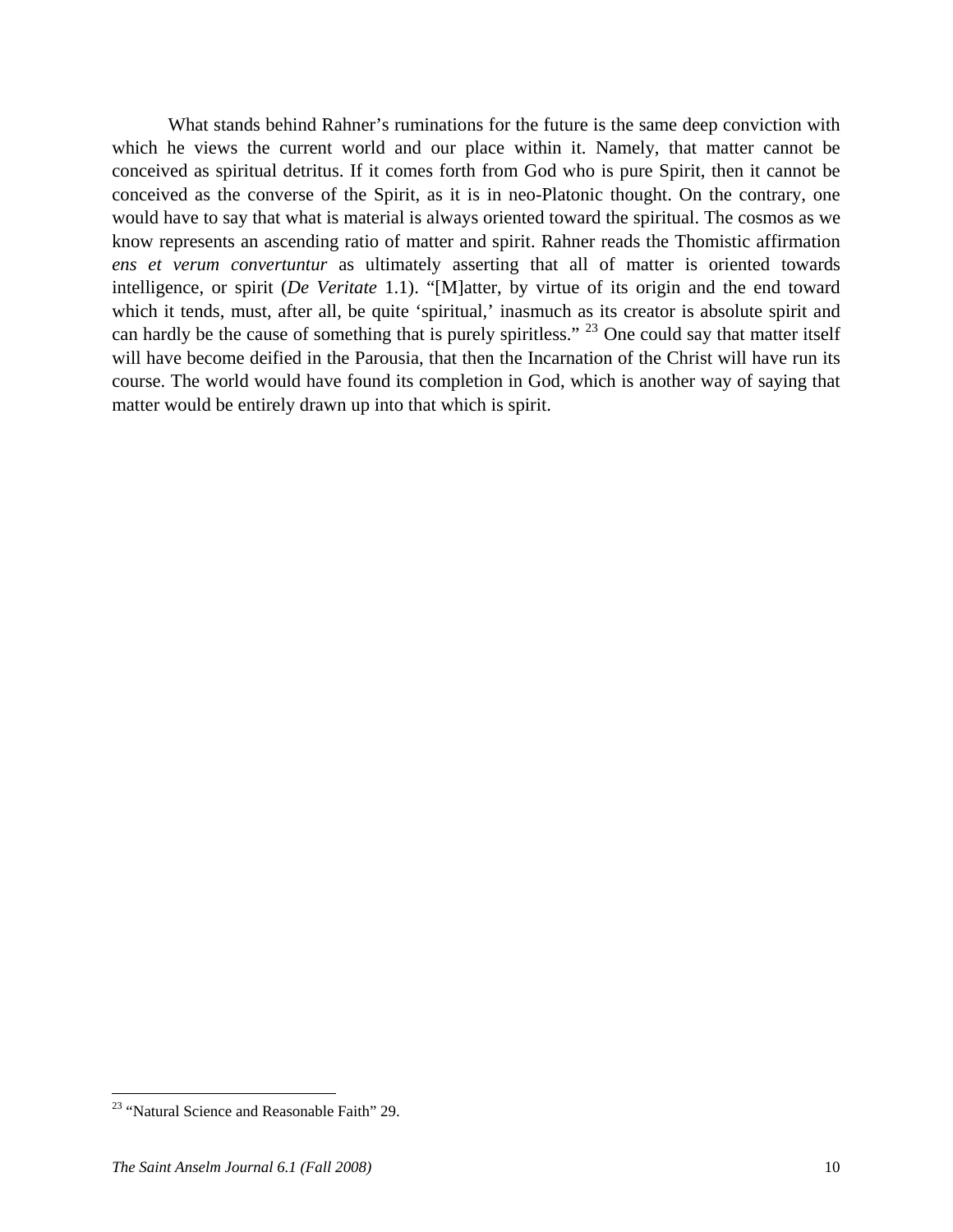What stands behind Rahner's ruminations for the future is the same deep conviction with which he views the current world and our place within it. Namely, that matter cannot be conceived as spiritual detritus. If it comes forth from God who is pure Spirit, then it cannot be conceived as the converse of the Spirit, as it is in neo-Platonic thought. On the contrary, one would have to say that what is material is always oriented toward the spiritual. The cosmos as we know represents an ascending ratio of matter and spirit. Rahner reads the Thomistic affirmation *ens et verum convertuntur* as ultimately asserting that all of matter is oriented towards intelligence, or spirit (*De Veritate* 1.1). "[M]atter, by virtue of its origin and the end toward which it tends, must, after all, be quite 'spiritual,' inasmuch as its creator is absolute spirit and can hardly be the cause of something that is purely spiritless." [23] One could say that matter itself will have become deified in the Parousia, that then the Incarnation of the Christ will have run its course. The world would have found its completion in God, which is another way of saying that matter would be entirely drawn up into that which is spirit.

---

[23] "Natural Science and Reasonable Faith" 29.